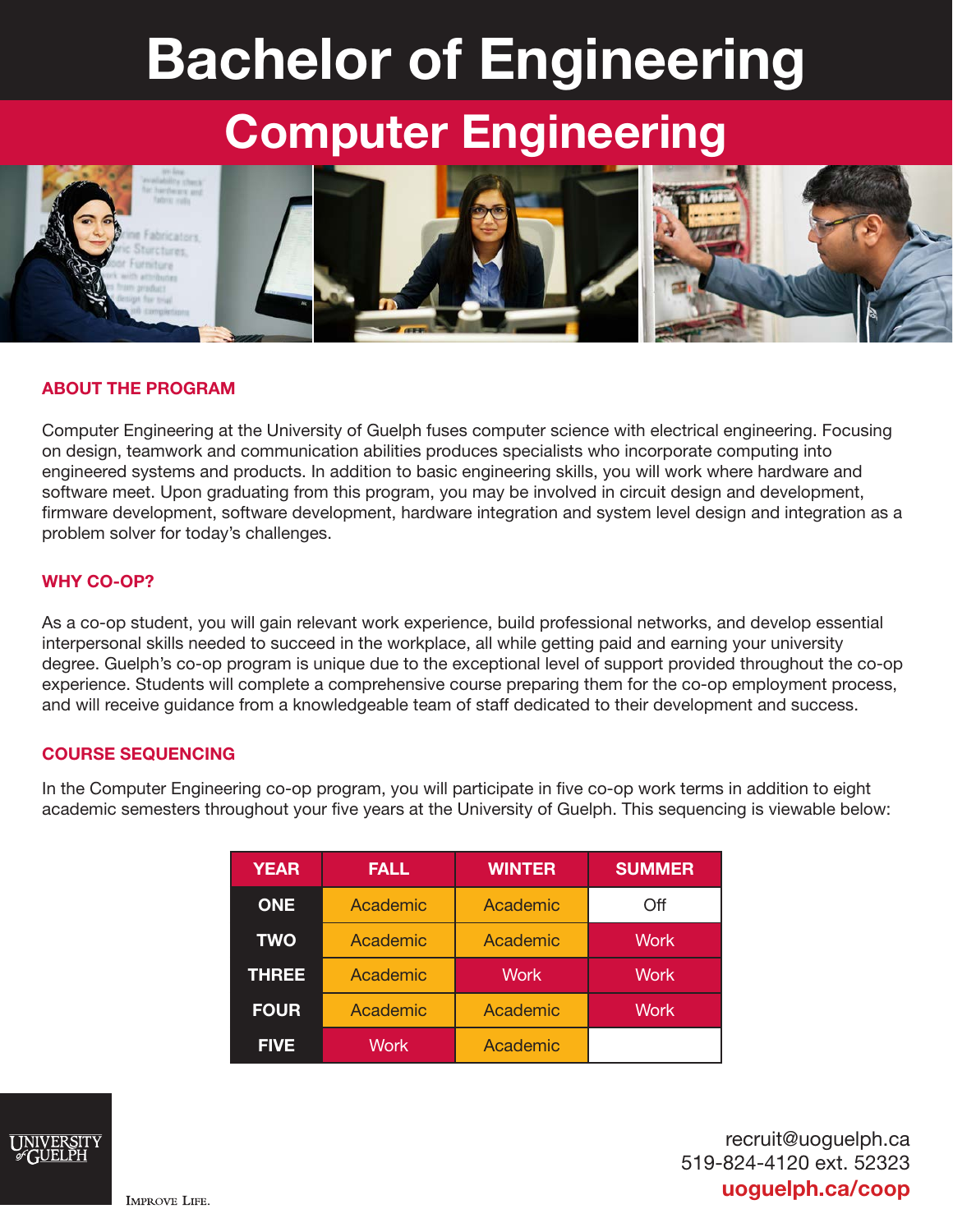# Bachelor of Engineering

## Computer Engineering

### ABOUT THE PROGRAM

Computer Engineering at the University of Guelph fuses computer science with electrical engineering. Focusing on design, teamwork and communication abilities produces specialists who incorporate computing into engineered systems and products. In addition to basic engineering skills, you will work where hardware and software meet. Upon graduating from this program, you may be involved in circuit design and development, firmware development, software development, hardware integration and system level design and integration as a problem solver for today's challenges.

### WHY CO-OP?

As a co-op student, you will gain relevant work experience, build professional networks, and develop essential interpersonal skills needed to succeed in the workplace, all while getting paid and earning your university degree. Guelph's co-op program is unique due to the exceptional level of support provided throughout the co-op experience. Students will complete a comprehensive course preparing them for the co-op employment process, and will receive guidance from a knowledgeable team of staff dedicated to their development and success.

### COURSE SEQUENCING

In the Computer Engineering co-op program, you will participate in five co-op work terms in addition to eight academic semesters throughout your five years at the University of Guelph. This sequencing is viewable below:

| YEAR | FALL | WINTER | SUMMER |
|---|---|---|---|
| ONE | Academic | Academic | Off |
| TWO | Academic | Academic | Work |
| THREE | Academic | Work | Work |
| FOUR | Academic | Academic | Work |
| FIVE | Work | Academic | |

UNIVERSITY of GUELPH

IMPROVE LIFE.

recruit@uoguelph.ca
519-824-4120 ext. 52323
**uoguelph.ca/coop**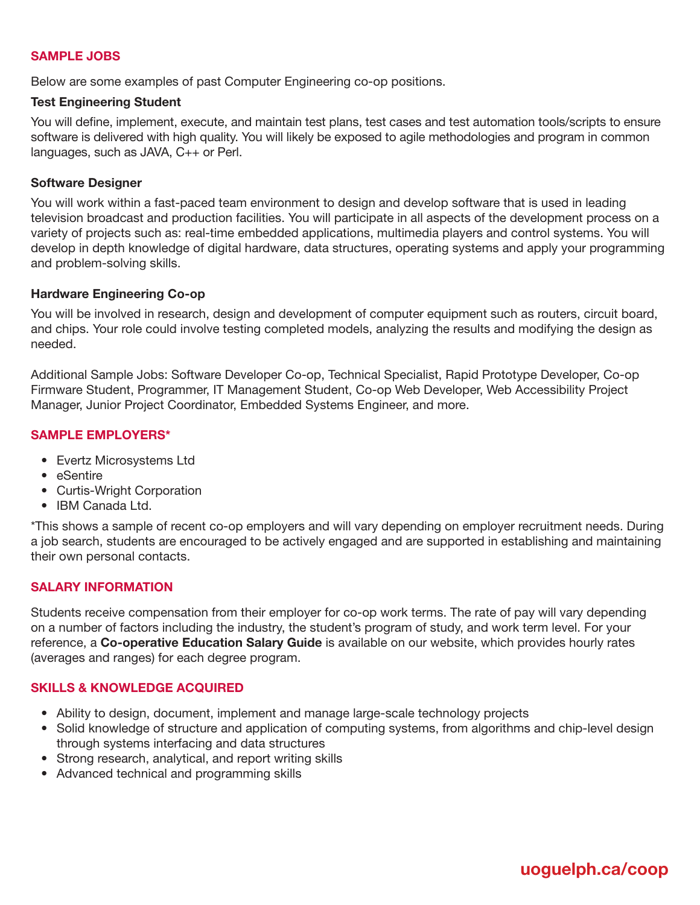## SAMPLE JOBS

Below are some examples of past Computer Engineering co-op positions.

### Test Engineering Student

You will define, implement, execute, and maintain test plans, test cases and test automation tools/scripts to ensure software is delivered with high quality. You will likely be exposed to agile methodologies and program in common languages, such as JAVA, C++ or Perl.

### Software Designer

You will work within a fast-paced team environment to design and develop software that is used in leading television broadcast and production facilities. You will participate in all aspects of the development process on a variety of projects such as: real-time embedded applications, multimedia players and control systems. You will develop in depth knowledge of digital hardware, data structures, operating systems and apply your programming and problem-solving skills.

### Hardware Engineering Co-op

You will be involved in research, design and development of computer equipment such as routers, circuit board, and chips. Your role could involve testing completed models, analyzing the results and modifying the design as needed.

Additional Sample Jobs: Software Developer Co-op, Technical Specialist, Rapid Prototype Developer, Co-op Firmware Student, Programmer, IT Management Student, Co-op Web Developer, Web Accessibility Project Manager, Junior Project Coordinator, Embedded Systems Engineer, and more.

## SAMPLE EMPLOYERS*

- Evertz Microsystems Ltd
- eSentire
- Curtis-Wright Corporation
- IBM Canada Ltd.

*This shows a sample of recent co-op employers and will vary depending on employer recruitment needs. During a job search, students are encouraged to be actively engaged and are supported in establishing and maintaining their own personal contacts.

## SALARY INFORMATION

Students receive compensation from their employer for co-op work terms. The rate of pay will vary depending on a number of factors including the industry, the student's program of study, and work term level. For your reference, a **Co-operative Education Salary Guide** is available on our website, which provides hourly rates (averages and ranges) for each degree program.

## SKILLS & KNOWLEDGE ACQUIRED

- Ability to design, document, implement and manage large-scale technology projects
- Solid knowledge of structure and application of computing systems, from algorithms and chip-level design through systems interfacing and data structures
- Strong research, analytical, and report writing skills
- Advanced technical and programming skills

**uoguelph.ca/coop**